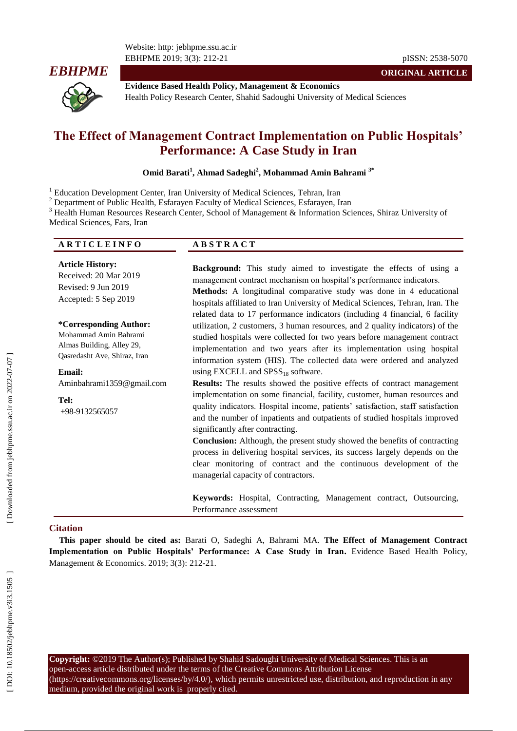**Evidence Based Health Policy, Management & Economics**
Health Policy Research Center, Shahid Sadoughi University of Medical Sciences

ORIGINAL ARTICLE

# The Effect of Management Contract Implementation on Public Hospitals' Performance: A Case Study in Iran

**Omid Barati[1], Ahmad Sadeghi[2], Mohammad Amin Bahrami [3*]**

[1] Education Development Center, Iran University of Medical Sciences, Tehran, Iran
[2] Department of Public Health, Esfarayen Faculty of Medical Sciences, Esfarayen, Iran
[3] Health Human Resources Research Center, School of Management & Information Sciences, Shiraz University of Medical Sciences, Fars, Iran

## ARTICLE INFO

**Article History:**
Received: 20 Mar 2019
Revised: 9 Jun 2019
Accepted: 5 Sep 2019

**\*Corresponding Author:**
Mohammad Amin Bahrami
Almas Building, Alley 29, Qasredasht Ave, Shiraz, Iran

**Email:**
Aminbahrami1359@gmail.com

**Tel:**
+98-9132565057

## ABSTRACT

**Background:** This study aimed to investigate the effects of using a management contract mechanism on hospital's performance indicators.

**Methods:** A longitudinal comparative study was done in 4 educational hospitals affiliated to Iran University of Medical Sciences, Tehran, Iran. The related data to 17 performance indicators (including 4 financial, 6 facility utilization, 2 customers, 3 human resources, and 2 quality indicators) of the studied hospitals were collected for two years before management contract implementation and two years after its implementation using hospital information system (HIS). The collected data were ordered and analyzed using EXCELL and $SPSS_{18}$ software.

**Results:** The results showed the positive effects of contract management implementation on some financial, facility, customer, human resources and quality indicators. Hospital income, patients' satisfaction, staff satisfaction and the number of inpatients and outpatients of studied hospitals improved significantly after contracting.

**Conclusion:** Although, the present study showed the benefits of contracting process in delivering hospital services, its success largely depends on the clear monitoring of contract and the continuous development of the managerial capacity of contractors.

**Keywords:** Hospital, Contracting, Management contract, Outsourcing, Performance assessment

## Citation

**This paper should be cited as:** Barati O, Sadeghi A, Bahrami MA. **The Effect of Management Contract Implementation on Public Hospitals' Performance: A Case Study in Iran.** Evidence Based Health Policy, Management & Economics. 2019; 3(3): 212-21.

**Copyright:** ©2019 The Author(s); Published by Shahid Sadoughi University of Medical Sciences. This is an open-access article distributed under the terms of the Creative Commons Attribution License (https://creativecommons.org/licenses/by/4.0/), which permits unrestricted use, distribution, and reproduction in any medium, provided the original work is properly cited.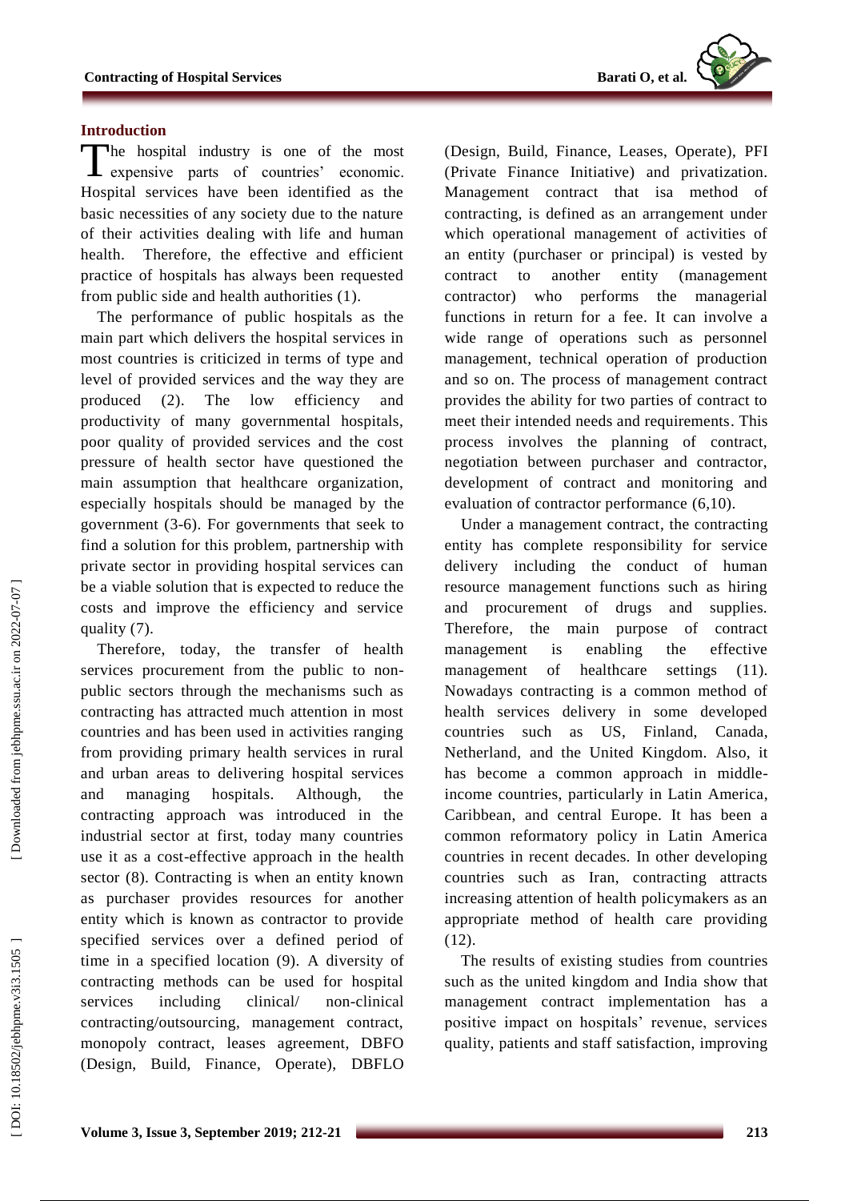## Introduction

The hospital industry is one of the most expensive parts of countries' economic. Hospital services have been identified as the basic necessities of any society due to the nature of their activities dealing with life and human health. Therefore, the effective and efficient practice of hospitals has always been requested from public side and health authorities (1).

The performance of public hospitals as the main part which delivers the hospital services in most countries is criticized in terms of type and level of provided services and the way they are produced (2). The low efficiency and productivity of many governmental hospitals, poor quality of provided services and the cost pressure of health sector have questioned the main assumption that healthcare organization, especially hospitals should be managed by the government (3-6). For governments that seek to find a solution for this problem, partnership with private sector in providing hospital services can be a viable solution that is expected to reduce the costs and improve the efficiency and service quality (7).

Therefore, today, the transfer of health services procurement from the public to non-public sectors through the mechanisms such as contracting has attracted much attention in most countries and has been used in activities ranging from providing primary health services in rural and urban areas to delivering hospital services and managing hospitals. Although, the contracting approach was introduced in the industrial sector at first, today many countries use it as a cost-effective approach in the health sector (8). Contracting is when an entity known as purchaser provides resources for another entity which is known as contractor to provide specified services over a defined period of time in a specified location (9). A diversity of contracting methods can be used for hospital services including clinical/ non-clinical contracting/outsourcing, management contract, monopoly contract, leases agreement, DBFO (Design, Build, Finance, Operate), DBFLO (Design, Build, Finance, Leases, Operate), PFI (Private Finance Initiative) and privatization. Management contract that isa method of contracting, is defined as an arrangement under which operational management of activities of an entity (purchaser or principal) is vested by contract to another entity (management contractor) who performs the managerial functions in return for a fee. It can involve a wide range of operations such as personnel management, technical operation of production and so on. The process of management contract provides the ability for two parties of contract to meet their intended needs and requirements. This process involves the planning of contract, negotiation between purchaser and contractor, development of contract and monitoring and evaluation of contractor performance (6,10).

Under a management contract, the contracting entity has complete responsibility for service delivery including the conduct of human resource management functions such as hiring and procurement of drugs and supplies. Therefore, the main purpose of contract management is enabling the effective management of healthcare settings (11). Nowadays contracting is a common method of health services delivery in some developed countries such as US, Finland, Canada, Netherland, and the United Kingdom. Also, it has become a common approach in middle-income countries, particularly in Latin America, Caribbean, and central Europe. It has been a common reformatory policy in Latin America countries in recent decades. In other developing countries such as Iran, contracting attracts increasing attention of health policymakers as an appropriate method of health care providing (12).

The results of existing studies from countries such as the united kingdom and India show that management contract implementation has a positive impact on hospitals' revenue, services quality, patients and staff satisfaction, improving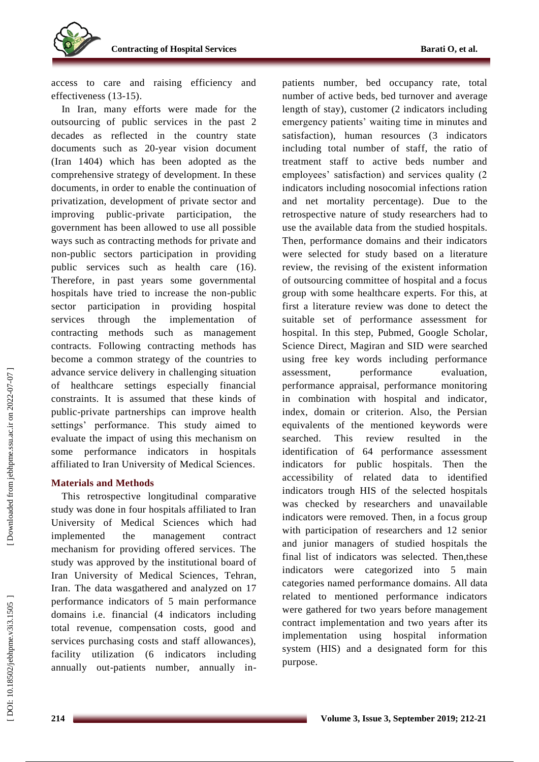access to care and raising efficiency and effectiveness (13-15).

In Iran, many efforts were made for the outsourcing of public services in the past 2 decades as reflected in the country state documents such as 20-year vision document (Iran 1404) which has been adopted as the comprehensive strategy of development. In these documents, in order to enable the continuation of privatization, development of private sector and improving public-private participation, the government has been allowed to use all possible ways such as contracting methods for private and non-public sectors participation in providing public services such as health care (16). Therefore, in past years some governmental hospitals have tried to increase the non-public sector participation in providing hospital services through the implementation of contracting methods such as management contracts. Following contracting methods has become a common strategy of the countries to advance service delivery in challenging situation of healthcare settings especially financial constraints. It is assumed that these kinds of public-private partnerships can improve health settings' performance. This study aimed to evaluate the impact of using this mechanism on some performance indicators in hospitals affiliated to Iran University of Medical Sciences.

## Materials and Methods

This retrospective longitudinal comparative study was done in four hospitals affiliated to Iran University of Medical Sciences which had implemented the management contract mechanism for providing offered services. The study was approved by the institutional board of Iran University of Medical Sciences, Tehran, Iran. The data wasgathered and analyzed on 17 performance indicators of 5 main performance domains i.e. financial (4 indicators including total revenue, compensation costs, good and services purchasing costs and staff allowances), facility utilization (6 indicators including annually out-patients number, annually in-patients number, bed occupancy rate, total number of active beds, bed turnover and average length of stay), customer (2 indicators including emergency patients' waiting time in minutes and satisfaction), human resources (3 indicators including total number of staff, the ratio of treatment staff to active beds number and employees' satisfaction) and services quality (2 indicators including nosocomial infections ration and net mortality percentage). Due to the retrospective nature of study researchers had to use the available data from the studied hospitals. Then, performance domains and their indicators were selected for study based on a literature review, the revising of the existent information of outsourcing committee of hospital and a focus group with some healthcare experts. For this, at first a literature review was done to detect the suitable set of performance assessment for hospital. In this step, Pubmed, Google Scholar, Science Direct, Magiran and SID were searched using free key words including performance assessment, performance evaluation, performance appraisal, performance monitoring in combination with hospital and indicator, index, domain or criterion. Also, the Persian equivalents of the mentioned keywords were searched. This review resulted in the identification of 64 performance assessment indicators for public hospitals. Then the accessibility of related data to identified indicators trough HIS of the selected hospitals was checked by researchers and unavailable indicators were removed. Then, in a focus group with participation of researchers and 12 senior and junior managers of studied hospitals the final list of indicators was selected. Then,these indicators were categorized into 5 main categories named performance domains. All data related to mentioned performance indicators were gathered for two years before management contract implementation and two years after its implementation using hospital information system (HIS) and a designated form for this purpose.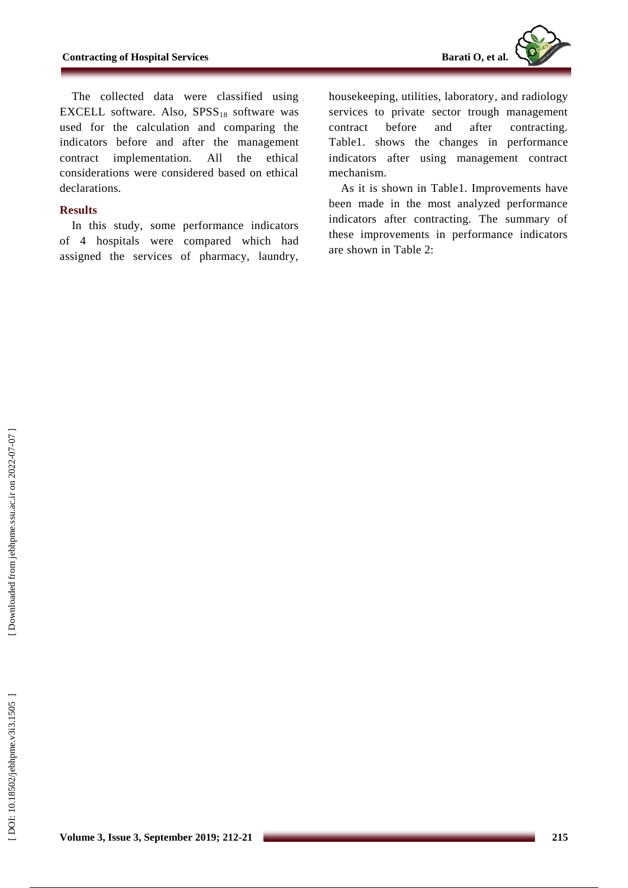The collected data were classified using EXCELL software. Also, $SPSS_{18}$ software was used for the calculation and comparing the indicators before and after the management contract implementation. All the ethical considerations were considered based on ethical declarations.

## Results

In this study, some performance indicators of 4 hospitals were compared which had assigned the services of pharmacy, laundry, housekeeping, utilities, laboratory, and radiology services to private sector trough management contract before and after contracting. Table1. shows the changes in performance indicators after using management contract mechanism.

As it is shown in Table1. Improvements have been made in the most analyzed performance indicators after contracting. The summary of these improvements in performance indicators are shown in Table 2: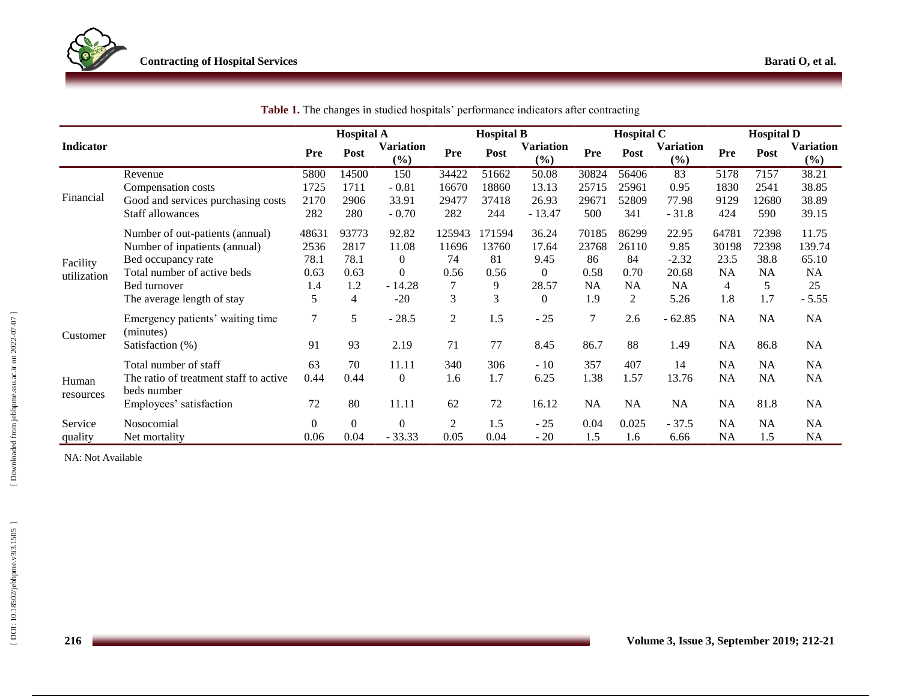**Table 1.** The changes in studied hospitals' performance indicators after contracting

| Indicator | | Hospital A | | | Hospital B | | | Hospital C | | | Hospital D | | |
|---|---|---|---|---|---|---|---|---|---|---|---|---|---|
| | | Pre | Post | Variation (%) | Pre | Post | Variation (%) | Pre | Post | Variation (%) | Pre | Post | Variation (%) |
| Financial | Revenue | 5800 | 14500 | 150 | 34422 | 51662 | 50.08 | 30824 | 56406 | 83 | 5178 | 7157 | 38.21 |
| | Compensation costs | 1725 | 1711 | - 0.81 | 16670 | 18860 | 13.13 | 25715 | 25961 | 0.95 | 1830 | 2541 | 38.85 |
| | Good and services purchasing costs | 2170 | 2906 | 33.91 | 29477 | 37418 | 26.93 | 29671 | 52809 | 77.98 | 9129 | 12680 | 38.89 |
| | Staff allowances | 282 | 280 | - 0.70 | 282 | 244 | - 13.47 | 500 | 341 | - 31.8 | 424 | 590 | 39.15 |
| Facility utilization | Number of out-patients (annual) | 48631 | 93773 | 92.82 | 125943 | 171594 | 36.24 | 70185 | 86299 | 22.95 | 64781 | 72398 | 11.75 |
| | Number of inpatients (annual) | 2536 | 2817 | 11.08 | 11696 | 13760 | 17.64 | 23768 | 26110 | 9.85 | 30198 | 72398 | 139.74 |
| | Bed occupancy rate | 78.1 | 78.1 | 0 | 74 | 81 | 9.45 | 86 | 84 | -2.32 | 23.5 | 38.8 | 65.10 |
| | Total number of active beds | 0.63 | 0.63 | 0 | 0.56 | 0.56 | 0 | 0.58 | 0.70 | 20.68 | NA | NA | NA |
| | Bed turnover | 1.4 | 1.2 | - 14.28 | 7 | 9 | 28.57 | NA | NA | NA | 4 | 5 | 25 |
| | The average length of stay | 5 | 4 | -20 | 3 | 3 | 0 | 1.9 | 2 | 5.26 | 1.8 | 1.7 | - 5.55 |
| Customer | Emergency patients' waiting time (minutes) | 7 | 5 | - 28.5 | 2 | 1.5 | - 25 | 7 | 2.6 | - 62.85 | NA | NA | NA |
| | Satisfaction (%) | 91 | 93 | 2.19 | 71 | 77 | 8.45 | 86.7 | 88 | 1.49 | NA | 86.8 | NA |
| Human resources | Total number of staff | 63 | 70 | 11.11 | 340 | 306 | - 10 | 357 | 407 | 14 | NA | NA | NA |
| | The ratio of treatment staff to active beds number | 0.44 | 0.44 | 0 | 1.6 | 1.7 | 6.25 | 1.38 | 1.57 | 13.76 | NA | NA | NA |
| | Employees' satisfaction | 72 | 80 | 11.11 | 62 | 72 | 16.12 | NA | NA | NA | NA | 81.8 | NA |
| Service quality | Nosocomial | 0 | 0 | 0 | 2 | 1.5 | - 25 | 0.04 | 0.025 | - 37.5 | NA | NA | NA |
| | Net mortality | 0.06 | 0.04 | - 33.33 | 0.05 | 0.04 | - 20 | 1.5 | 1.6 | 6.66 | NA | 1.5 | NA |

NA: Not Available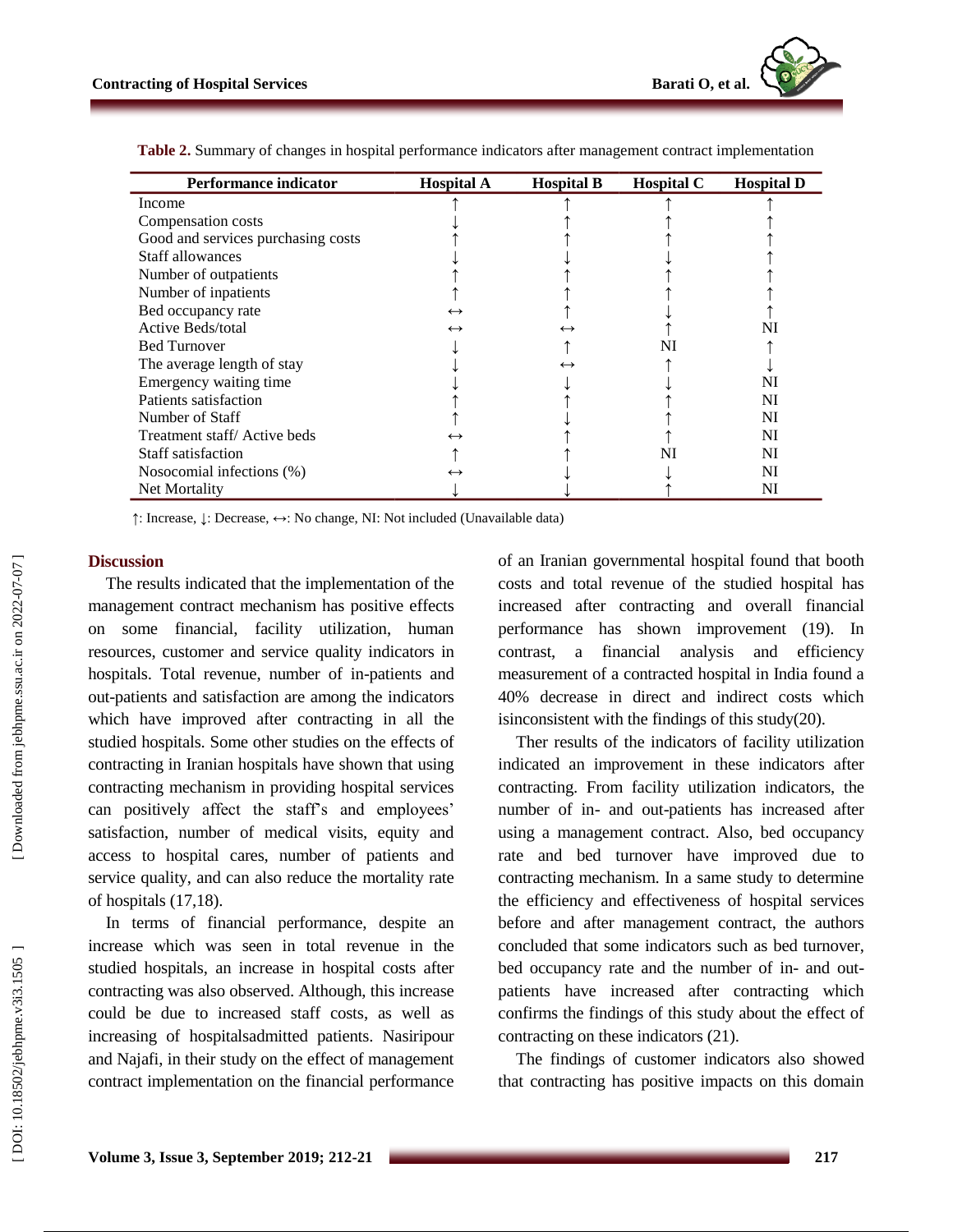**Table 2.** Summary of changes in hospital performance indicators after management contract implementation

| Performance indicator | Hospital A | Hospital B | Hospital C | Hospital D |
| --- | --- | --- | --- | --- |
| Income | ↑ | ↑ | ↑ | ↑ |
| Compensation costs | ↓ | ↑ | ↑ | ↑ |
| Good and services purchasing costs | ↑ | ↑ | ↑ | ↑ |
| Staff allowances | ↓ | ↓ | ↓ | ↑ |
| Number of outpatients | ↑ | ↑ | ↑ | ↑ |
| Number of inpatients | ↑ | ↑ | ↑ | ↑ |
| Bed occupancy rate | ↔ | ↑ | ↓ | ↑ |
| Active Beds/total | ↔ | ↔ | ↑ | NI |
| Bed Turnover | ↓ | ↑ | NI | ↑ |
| The average length of stay | ↓ | ↔ | ↑ | ↓ |
| Emergency waiting time | ↓ | ↓ | ↓ | NI |
| Patients satisfaction | ↑ | ↑ | ↑ | NI |
| Number of Staff | ↑ | ↓ | ↑ | NI |
| Treatment staff/ Active beds | ↔ | ↑ | ↑ | NI |
| Staff satisfaction | ↑ | ↑ | NI | NI |
| Nosocomial infections (%) | ↔ | ↓ | ↓ | NI |
| Net Mortality | ↓ | ↓ | ↑ | NI |

↑: Increase, ↓: Decrease, ↔: No change, NI: Not included (Unavailable data)

## Discussion

The results indicated that the implementation of the management contract mechanism has positive effects on some financial, facility utilization, human resources, customer and service quality indicators in hospitals. Total revenue, number of in-patients and out-patients and satisfaction are among the indicators which have improved after contracting in all the studied hospitals. Some other studies on the effects of contracting in Iranian hospitals have shown that using contracting mechanism in providing hospital services can positively affect the staff's and employees' satisfaction, number of medical visits, equity and access to hospital cares, number of patients and service quality, and can also reduce the mortality rate of hospitals (17,18).

In terms of financial performance, despite an increase which was seen in total revenue in the studied hospitals, an increase in hospital costs after contracting was also observed. Although, this increase could be due to increased staff costs, as well as increasing of hospitalsadmitted patients. Nasiripour and Najafi, in their study on the effect of management contract implementation on the financial performance of an Iranian governmental hospital found that booth costs and total revenue of the studied hospital has increased after contracting and overall financial performance has shown improvement (19). In contrast, a financial analysis and efficiency measurement of a contracted hospital in India found a 40% decrease in direct and indirect costs which isinconsistent with the findings of this study(20).

Ther results of the indicators of facility utilization indicated an improvement in these indicators after contracting. From facility utilization indicators, the number of in- and out-patients has increased after using a management contract. Also, bed occupancy rate and bed turnover have improved due to contracting mechanism. In a same study to determine the efficiency and effectiveness of hospital services before and after management contract, the authors concluded that some indicators such as bed turnover, bed occupancy rate and the number of in- and out-patients have increased after contracting which confirms the findings of this study about the effect of contracting on these indicators (21).

The findings of customer indicators also showed that contracting has positive impacts on this domain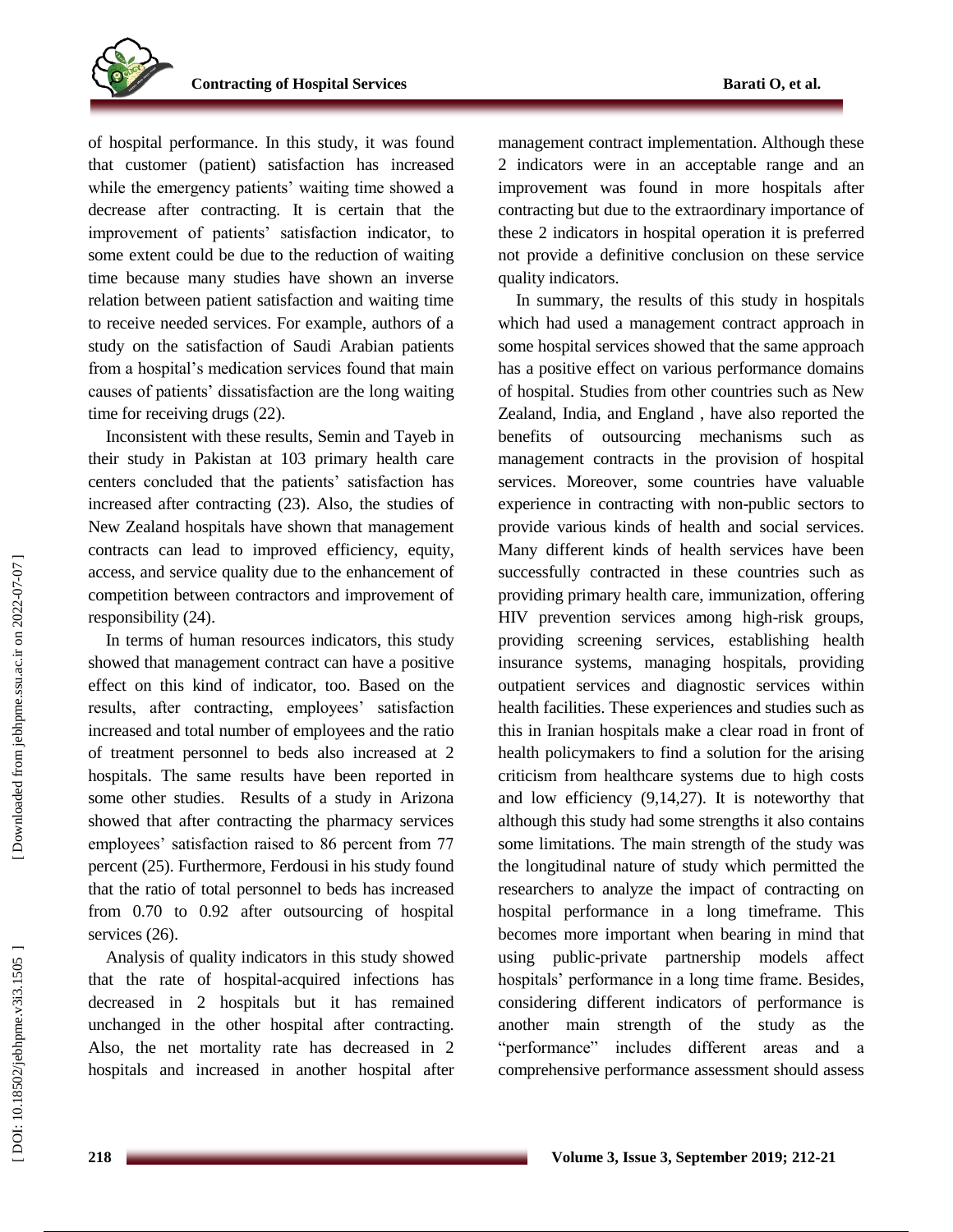of hospital performance. In this study, it was found that customer (patient) satisfaction has increased while the emergency patients' waiting time showed a decrease after contracting. It is certain that the improvement of patients' satisfaction indicator, to some extent could be due to the reduction of waiting time because many studies have shown an inverse relation between patient satisfaction and waiting time to receive needed services. For example, authors of a study on the satisfaction of Saudi Arabian patients from a hospital's medication services found that main causes of patients' dissatisfaction are the long waiting time for receiving drugs (22).

Inconsistent with these results, Semin and Tayeb in their study in Pakistan at 103 primary health care centers concluded that the patients' satisfaction has increased after contracting (23). Also, the studies of New Zealand hospitals have shown that management contracts can lead to improved efficiency, equity, access, and service quality due to the enhancement of competition between contractors and improvement of responsibility (24).

In terms of human resources indicators, this study showed that management contract can have a positive effect on this kind of indicator, too. Based on the results, after contracting, employees' satisfaction increased and total number of employees and the ratio of treatment personnel to beds also increased at 2 hospitals. The same results have been reported in some other studies. Results of a study in Arizona showed that after contracting the pharmacy services employees' satisfaction raised to 86 percent from 77 percent (25). Furthermore, Ferdousi in his study found that the ratio of total personnel to beds has increased from 0.70 to 0.92 after outsourcing of hospital services (26).

Analysis of quality indicators in this study showed that the rate of hospital-acquired infections has decreased in 2 hospitals but it has remained unchanged in the other hospital after contracting. Also, the net mortality rate has decreased in 2 hospitals and increased in another hospital after management contract implementation. Although these 2 indicators were in an acceptable range and an improvement was found in more hospitals after contracting but due to the extraordinary importance of these 2 indicators in hospital operation it is preferred not provide a definitive conclusion on these service quality indicators.

In summary, the results of this study in hospitals which had used a management contract approach in some hospital services showed that the same approach has a positive effect on various performance domains of hospital. Studies from other countries such as New Zealand, India, and England , have also reported the benefits of outsourcing mechanisms such as management contracts in the provision of hospital services. Moreover, some countries have valuable experience in contracting with non-public sectors to provide various kinds of health and social services. Many different kinds of health services have been successfully contracted in these countries such as providing primary health care, immunization, offering HIV prevention services among high-risk groups, providing screening services, establishing health insurance systems, managing hospitals, providing outpatient services and diagnostic services within health facilities. These experiences and studies such as this in Iranian hospitals make a clear road in front of health policymakers to find a solution for the arising criticism from healthcare systems due to high costs and low efficiency (9,14,27). It is noteworthy that although this study had some strengths it also contains some limitations. The main strength of the study was the longitudinal nature of study which permitted the researchers to analyze the impact of contracting on hospital performance in a long timeframe. This becomes more important when bearing in mind that using public-private partnership models affect hospitals' performance in a long time frame. Besides, considering different indicators of performance is another main strength of the study as the "performance" includes different areas and a comprehensive performance assessment should assess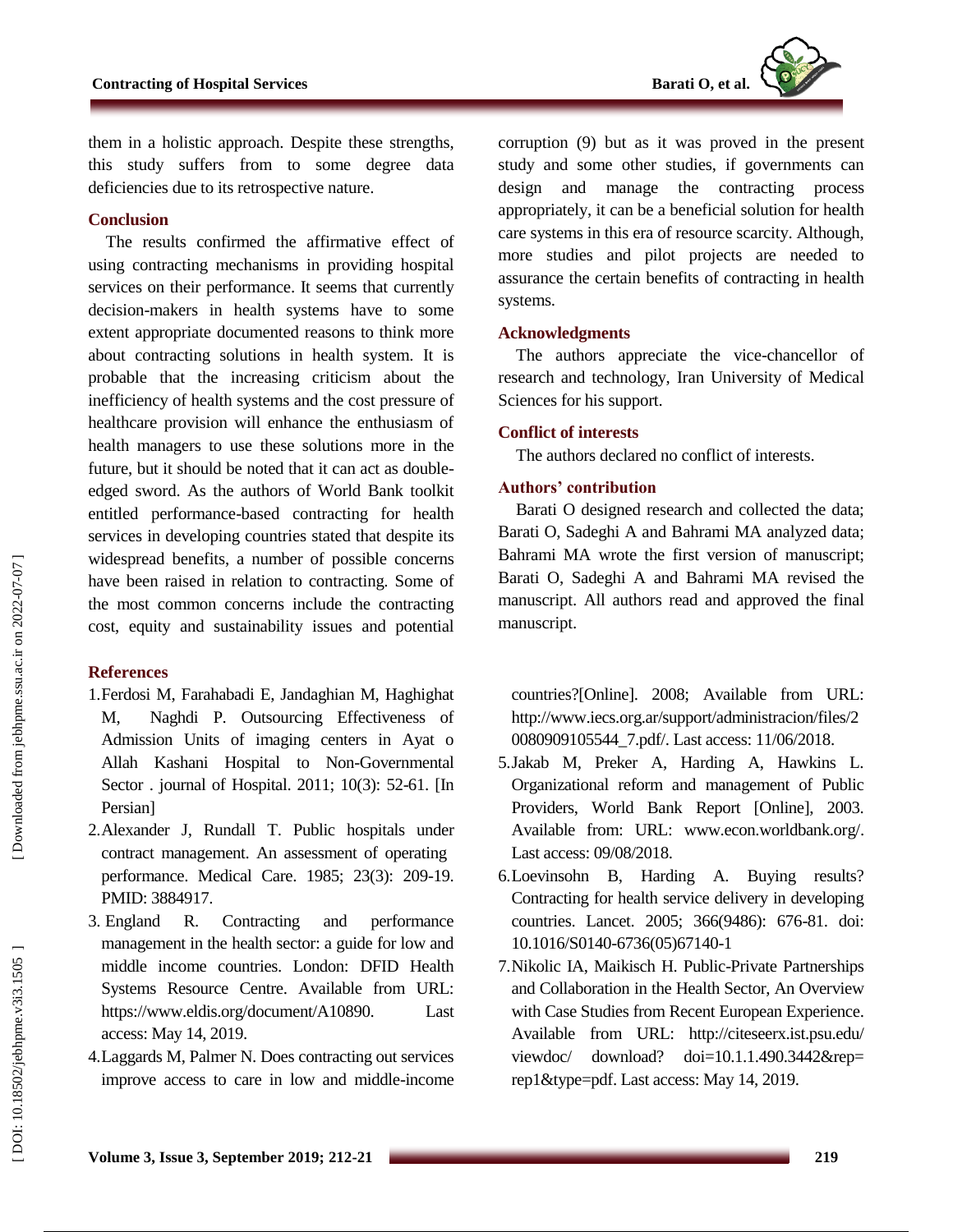them in a holistic approach. Despite these strengths, this study suffers from to some degree data deficiencies due to its retrospective nature.

## Conclusion

The results confirmed the affirmative effect of using contracting mechanisms in providing hospital services on their performance. It seems that currently decision-makers in health systems have to some extent appropriate documented reasons to think more about contracting solutions in health system. It is probable that the increasing criticism about the inefficiency of health systems and the cost pressure of healthcare provision will enhance the enthusiasm of health managers to use these solutions more in the future, but it should be noted that it can act as double-edged sword. As the authors of World Bank toolkit entitled performance-based contracting for health services in developing countries stated that despite its widespread benefits, a number of possible concerns have been raised in relation to contracting. Some of the most common concerns include the contracting cost, equity and sustainability issues and potential corruption (9) but as it was proved in the present study and some other studies, if governments can design and manage the contracting process appropriately, it can be a beneficial solution for health care systems in this era of resource scarcity. Although, more studies and pilot projects are needed to assurance the certain benefits of contracting in health systems.

## Acknowledgments

The authors appreciate the vice-chancellor of research and technology, Iran University of Medical Sciences for his support.

## Conflict of interests

The authors declared no conflict of interests.

## Authors' contribution

Barati O designed research and collected the data; Barati O, Sadeghi A and Bahrami MA analyzed data; Bahrami MA wrote the first version of manuscript; Barati O, Sadeghi A and Bahrami MA revised the manuscript. All authors read and approved the final manuscript.

## References

1. Ferdosi M, Farahabadi E, Jandaghian M, Haghighat M, Naghdi P. Outsourcing Effectiveness of Admission Units of imaging centers in Ayat o Allah Kashani Hospital to Non-Governmental Sector . journal of Hospital. 2011; 10(3): 52-61. [In Persian]
2. Alexander J, Rundall T. Public hospitals under contract management. An assessment of operating performance. Medical Care. 1985; 23(3): 209-19. PMID: 3884917.
3. England R. Contracting and performance management in the health sector: a guide for low and middle income countries. London: DFID Health Systems Resource Centre. Available from URL: https://www.eldis.org/document/A10890. Last access: May 14, 2019.
4. Laggards M, Palmer N. Does contracting out services improve access to care in low and middle-income countries?[Online]. 2008; Available from URL: http://www.iecs.org.ar/support/administracion/files/20080909105544_7.pdf/. Last access: 11/06/2018.
5. Jakab M, Preker A, Harding A, Hawkins L. Organizational reform and management of Public Providers, World Bank Report [Online], 2003. Available from: URL: www.econ.worldbank.org/. Last access: 09/08/2018.
6. Loevinsohn B, Harding A. Buying results? Contracting for health service delivery in developing countries. Lancet. 2005; 366(9486): 676-81. doi: 10.1016/S0140-6736(05)67140-1
7. Nikolic IA, Maikisch H. Public-Private Partnerships and Collaboration in the Health Sector, An Overview with Case Studies from Recent European Experience. Available from URL: http://citeseerx.ist.psu.edu/viewdoc/download?doi=10.1.1.490.3442&rep=rep1&type=pdf. Last access: May 14, 2019.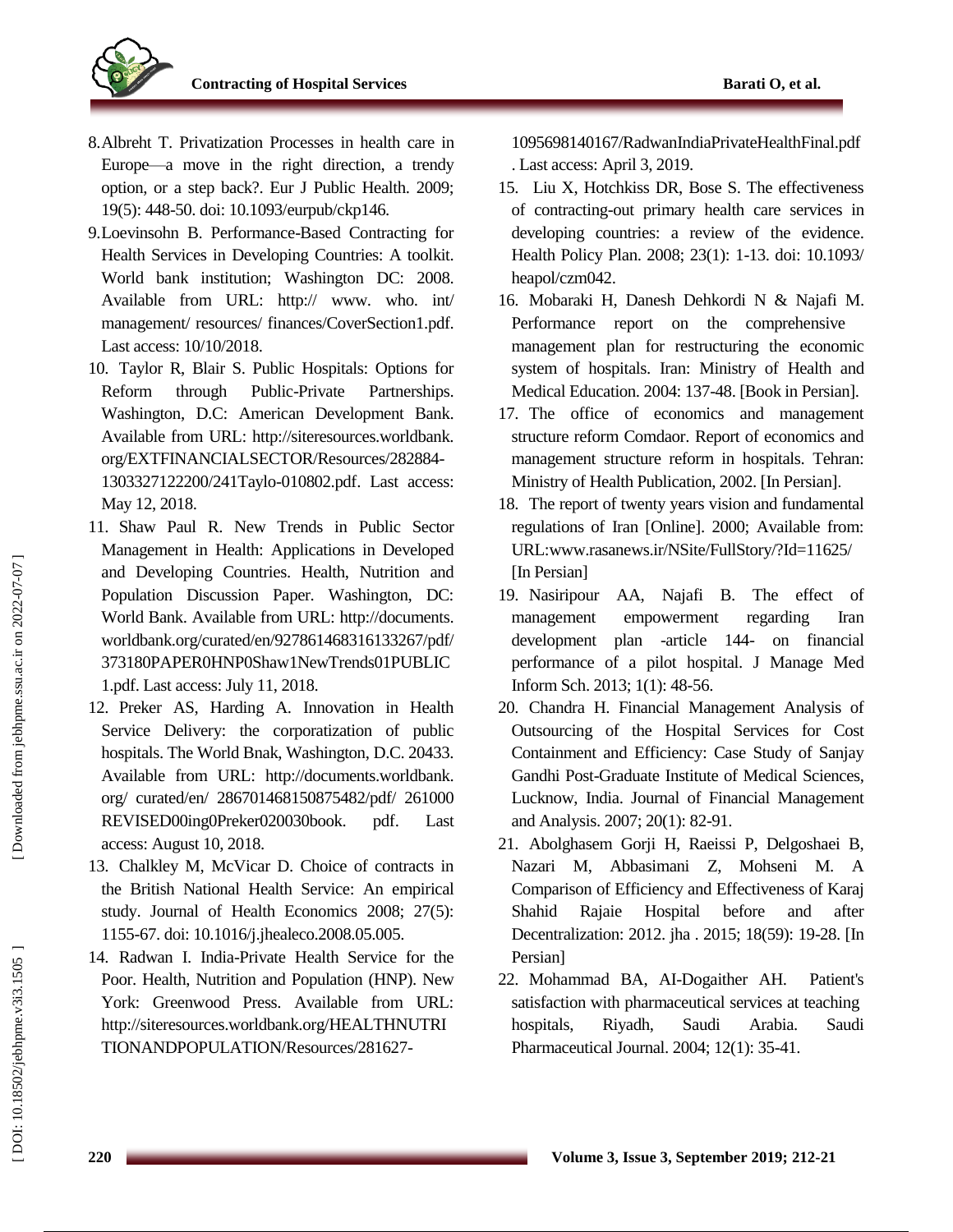8. Albreht T. Privatization Processes in health care in Europe—a move in the right direction, a trendy option, or a step back?. Eur J Public Health. 2009; 19(5): 448-50. doi: 10.1093/eurpub/ckp146.
9. Loevinsohn B. Performance-Based Contracting for Health Services in Developing Countries: A toolkit. World bank institution; Washington DC: 2008. Available from URL: http:// www. who. int/ management/ resources/ finances/CoverSection1.pdf. Last access: 10/10/2018.
10. Taylor R, Blair S. Public Hospitals: Options for Reform through Public-Private Partnerships. Washington, D.C: American Development Bank. Available from URL: http://siteresources.worldbank.org/EXTFINANCIALSECTOR/Resources/282884-1303327122200/241Taylo-010802.pdf. Last access: May 12, 2018.
11. Shaw Paul R. New Trends in Public Sector Management in Health: Applications in Developed and Developing Countries. Health, Nutrition and Population Discussion Paper. Washington, DC: World Bank. Available from URL: http://documents.worldbank.org/curated/en/927861468316133267/pdf/373180PAPER0HNP0Shaw1NewTrends01PUBLIC1.pdf. Last access: July 11, 2018.
12. Preker AS, Harding A. Innovation in Health Service Delivery: the corporatization of public hospitals. The World Bnak, Washington, D.C. 20433. Available from URL: http://documents.worldbank.org/ curated/en/ 286701468150875482/pdf/ 261000 REVISED00ing0Preker020030book. pdf. Last access: August 10, 2018.
13. Chalkley M, McVicar D. Choice of contracts in the British National Health Service: An empirical study. Journal of Health Economics 2008; 27(5): 1155-67. doi: 10.1016/j.jhealeco.2008.05.005.
14. Radwan I. India-Private Health Service for the Poor. Health, Nutrition and Population (HNP). New York: Greenwood Press. Available from URL: http://siteresources.worldbank.org/HEALTHNUTRITIONANDPOPULATION/Resources/281627-1095698140167/RadwanIndiaPrivateHealthFinal.pdf. Last access: April 3, 2019.
15. Liu X, Hotchkiss DR, Bose S. The effectiveness of contracting-out primary health care services in developing countries: a review of the evidence. Health Policy Plan. 2008; 23(1): 1-13. doi: 10.1093/heapol/czm042.
16. Mobaraki H, Danesh Dehkordi N & Najafi M. Performance report on the comprehensive management plan for restructuring the economic system of hospitals. Iran: Ministry of Health and Medical Education. 2004: 137-48. [Book in Persian].
17. The office of economics and management structure reform Comdaor. Report of economics and management structure reform in hospitals. Tehran: Ministry of Health Publication, 2002. [In Persian].
18. The report of twenty years vision and fundamental regulations of Iran [Online]. 2000; Available from: URL:www.rasanews.ir/NSite/FullStory/?Id=11625/ [In Persian]
19. Nasiripour AA, Najafi B. The effect of management empowerment regarding Iran development plan -article 144- on financial performance of a pilot hospital. J Manage Med Inform Sch. 2013; 1(1): 48-56.
20. Chandra H. Financial Management Analysis of Outsourcing of the Hospital Services for Cost Containment and Efficiency: Case Study of Sanjay Gandhi Post-Graduate Institute of Medical Sciences, Lucknow, India. Journal of Financial Management and Analysis. 2007; 20(1): 82-91.
21. Abolghasem Gorji H, Raeissi P, Delgoshaei B, Nazari M, Abbasimani Z, Mohseni M. A Comparison of Efficiency and Effectiveness of Karaj Shahid Rajaie Hospital before and after Decentralization: 2012. jha . 2015; 18(59): 19-28. [In Persian]
22. Mohammad BA, AI-Dogaither AH. Patient's satisfaction with pharmaceutical services at teaching hospitals, Riyadh, Saudi Arabia. Saudi Pharmaceutical Journal. 2004; 12(1): 35-41.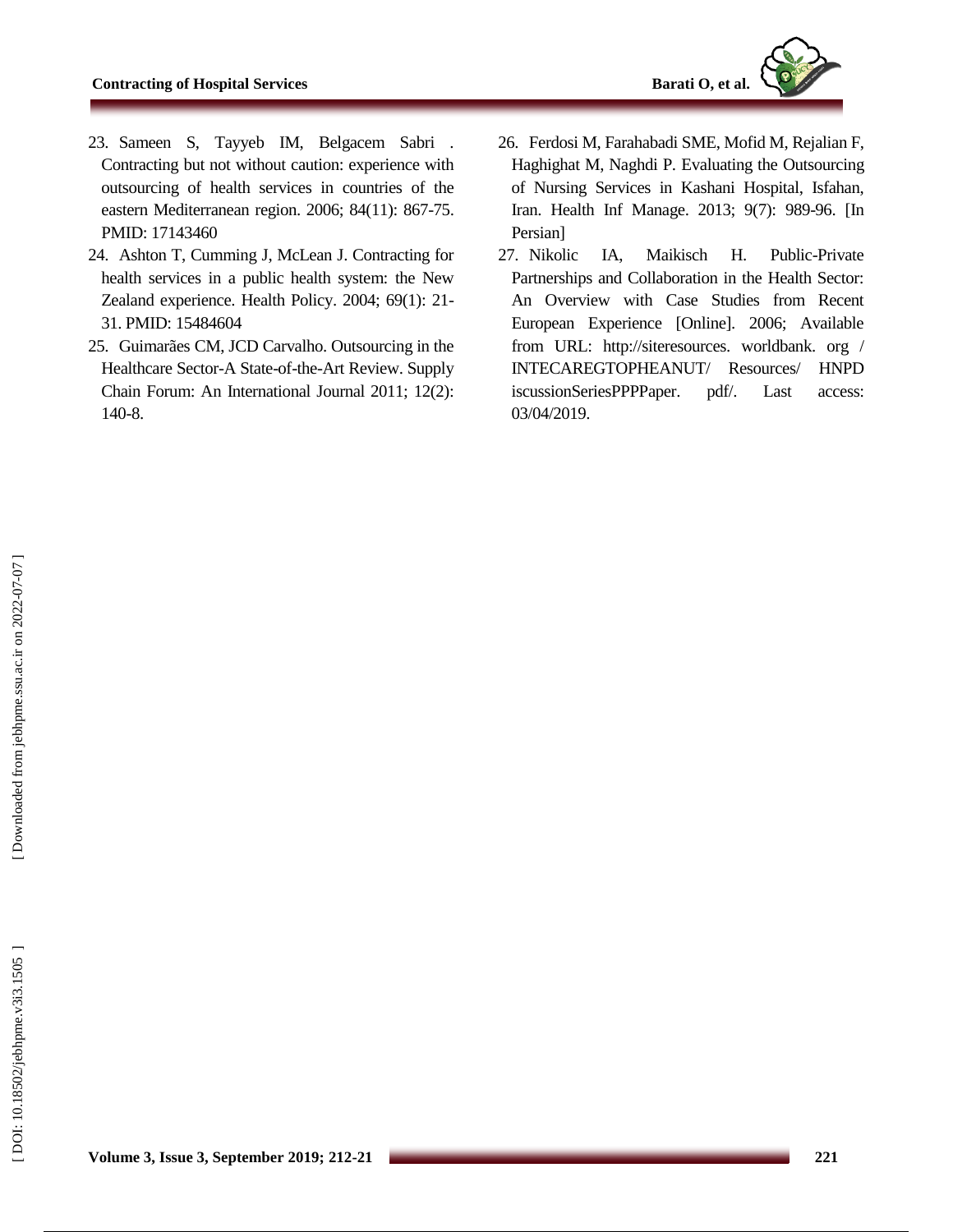23. Sameen S, Tayyeb IM, Belgacem Sabri . Contracting but not without caution: experience with outsourcing of health services in countries of the eastern Mediterranean region. 2006; 84(11): 867-75. PMID: 17143460
24. Ashton T, Cumming J, McLean J. Contracting for health services in a public health system: the New Zealand experience. Health Policy. 2004; 69(1): 21-31. PMID: 15484604
25. Guimarães CM, JCD Carvalho. Outsourcing in the Healthcare Sector-A State-of-the-Art Review. Supply Chain Forum: An International Journal 2011; 12(2): 140-8.
26. Ferdosi M, Farahabadi SME, Mofid M, Rejalian F, Haghighat M, Naghdi P. Evaluating the Outsourcing of Nursing Services in Kashani Hospital, Isfahan, Iran. Health Inf Manage. 2013; 9(7): 989-96. [In Persian]
27. Nikolic IA, Maikisch H. Public-Private Partnerships and Collaboration in the Health Sector: An Overview with Case Studies from Recent European Experience [Online]. 2006; Available from URL: http://siteresources. worldbank. org / INTECAREGTOPHEANUT/ Resources/ HNPD iscussionSeriesPPPPaper. pdf/. Last access: 03/04/2019.